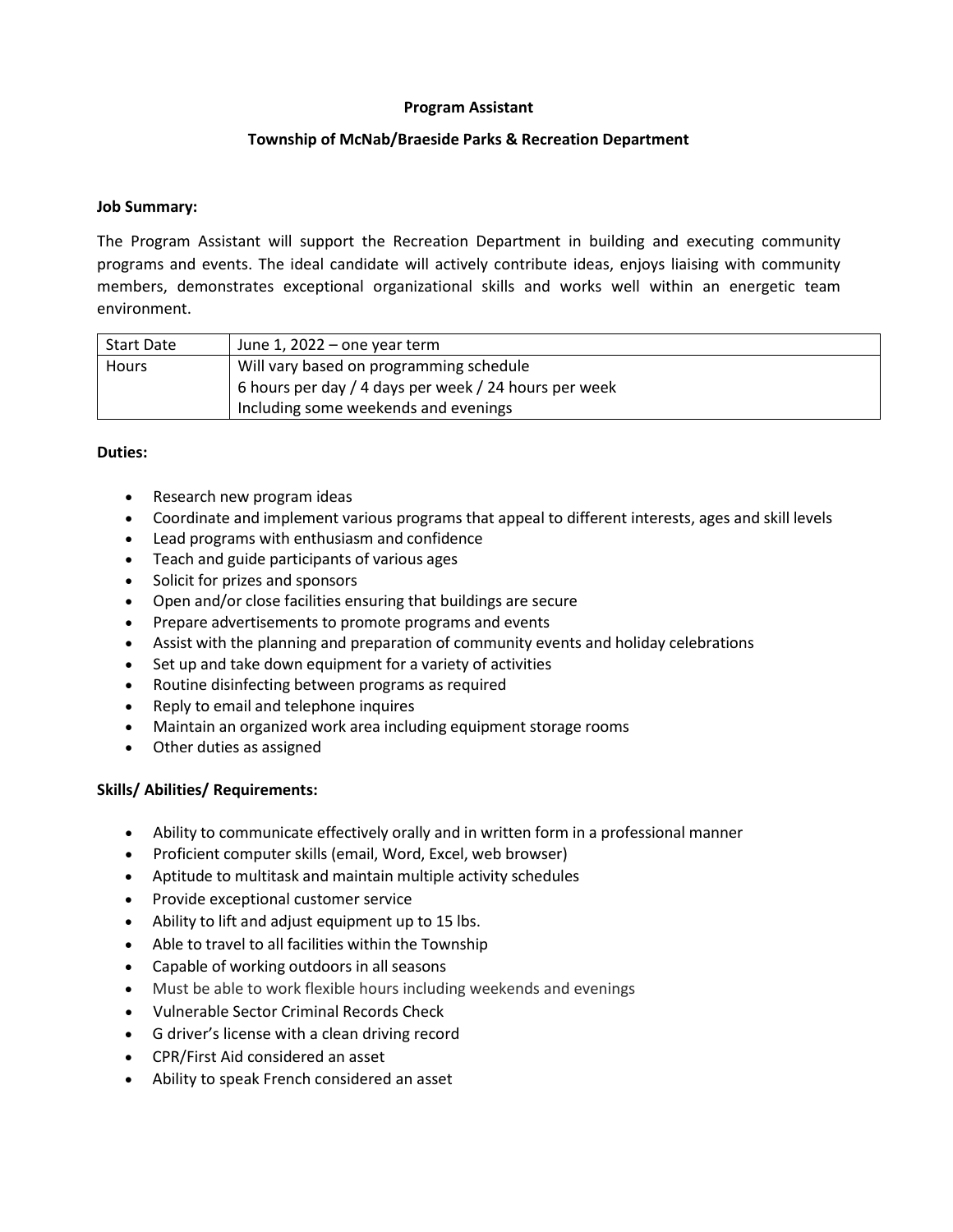# Program Assistant

## Township of McNab/Braeside Parks & Recreation Department

**Job Summary:**

The Program Assistant will support the Recreation Department in building and executing community programs and events. The ideal candidate will actively contribute ideas, enjoys liaising with community members, demonstrates exceptional organizational skills and works well within an energetic team environment.

| Start Date | June 1, 2022 – one year term |
|---|---|
| Hours | Will vary based on programming schedule<br>6 hours per day / 4 days per week / 24 hours per week<br>Including some weekends and evenings |

**Duties:**

- Research new program ideas
- Coordinate and implement various programs that appeal to different interests, ages and skill levels
- Lead programs with enthusiasm and confidence
- Teach and guide participants of various ages
- Solicit for prizes and sponsors
- Open and/or close facilities ensuring that buildings are secure
- Prepare advertisements to promote programs and events
- Assist with the planning and preparation of community events and holiday celebrations
- Set up and take down equipment for a variety of activities
- Routine disinfecting between programs as required
- Reply to email and telephone inquires
- Maintain an organized work area including equipment storage rooms
- Other duties as assigned

**Skills/ Abilities/ Requirements:**

- Ability to communicate effectively orally and in written form in a professional manner
- Proficient computer skills (email, Word, Excel, web browser)
- Aptitude to multitask and maintain multiple activity schedules
- Provide exceptional customer service
- Ability to lift and adjust equipment up to 15 lbs.
- Able to travel to all facilities within the Township
- Capable of working outdoors in all seasons
- Must be able to work flexible hours including weekends and evenings
- Vulnerable Sector Criminal Records Check
- G driver's license with a clean driving record
- CPR/First Aid considered an asset
- Ability to speak French considered an asset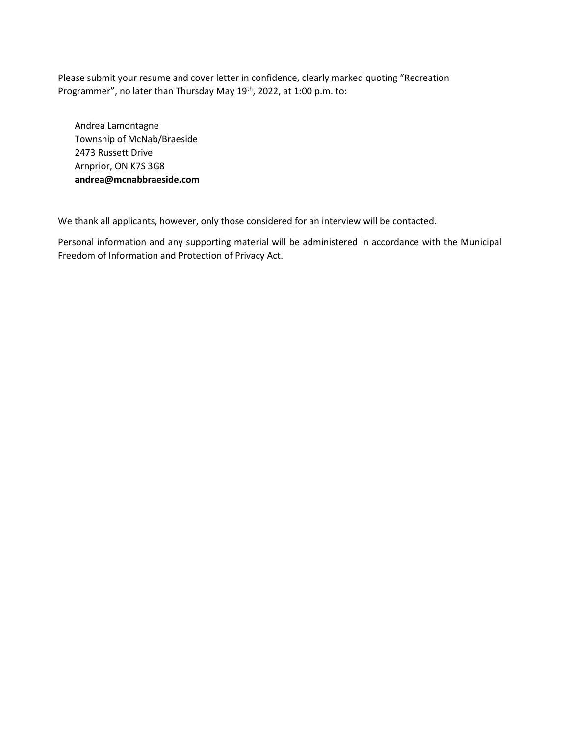Please submit your resume and cover letter in confidence, clearly marked quoting "Recreation Programmer", no later than Thursday May 19th, 2022, at 1:00 p.m. to:

Andrea Lamontagne
Township of McNab/Braeside
2473 Russett Drive
Arnprior, ON K7S 3G8
**andrea@mcnabbraeside.com**

We thank all applicants, however, only those considered for an interview will be contacted.

Personal information and any supporting material will be administered in accordance with the Municipal Freedom of Information and Protection of Privacy Act.